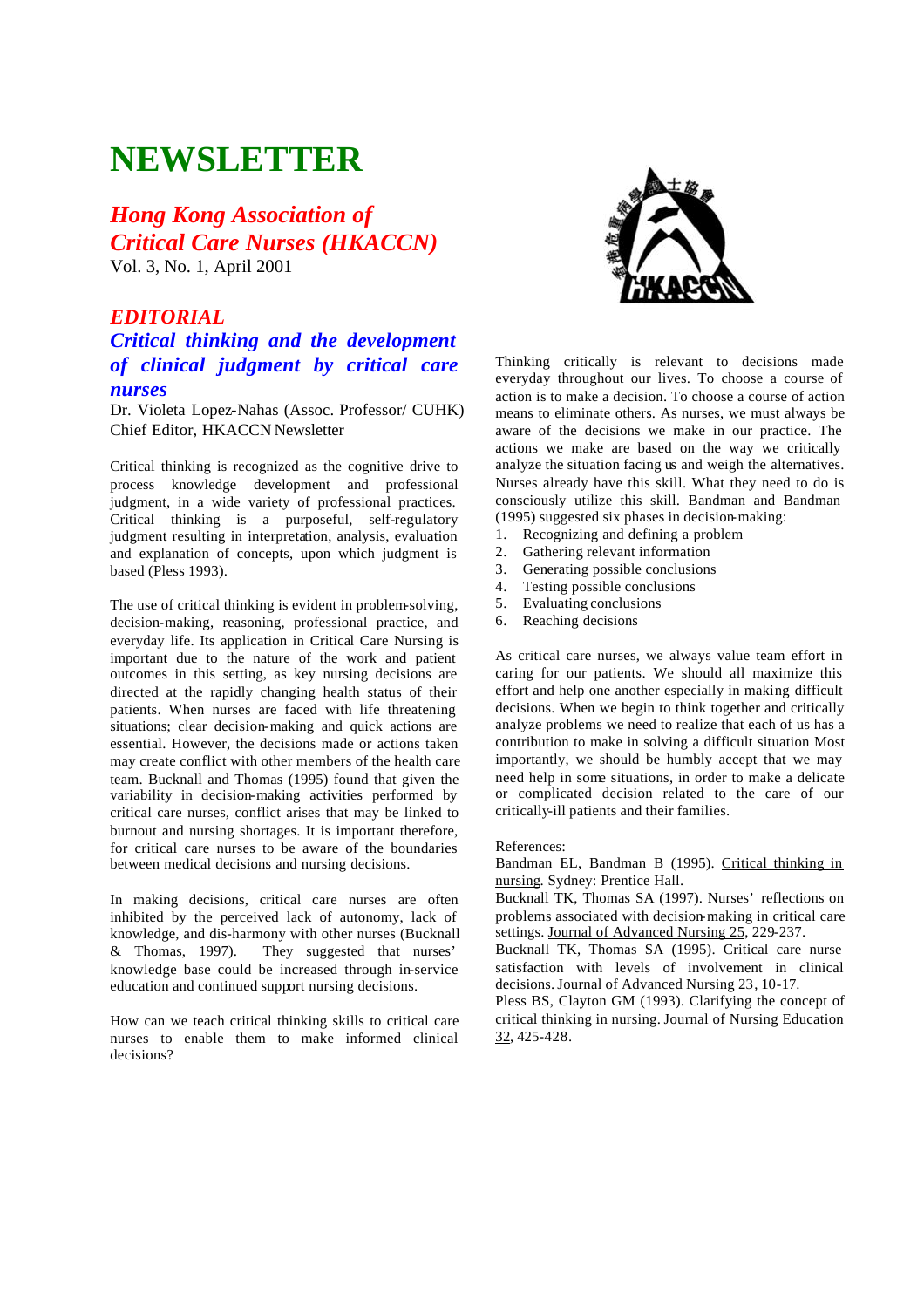# NEWSLETTER

## *Hong Kong Association of Critical Care Nurses (HKACCN)*

Vol. 3, No. 1, April 2001

## *EDITORIAL*

### *Critical thinking and the development of clinical judgment by critical care nurses*

Dr. Violeta Lopez-Nahas (Assoc. Professor/ CUHK)
Chief Editor, HKACCN Newsletter

Critical thinking is recognized as the cognitive drive to process knowledge development and professional judgment, in a wide variety of professional practices. Critical thinking is a purposeful, self-regulatory judgment resulting in interpretation, analysis, evaluation and explanation of concepts, upon which judgment is based (Pless 1993).

The use of critical thinking is evident in problem-solving, decision-making, reasoning, professional practice, and everyday life. Its application in Critical Care Nursing is important due to the nature of the work and patient outcomes in this setting, as key nursing decisions are directed at the rapidly changing health status of their patients. When nurses are faced with life threatening situations; clear decision-making and quick actions are essential. However, the decisions made or actions taken may create conflict with other members of the health care team. Bucknall and Thomas (1995) found that given the variability in decision-making activities performed by critical care nurses, conflict arises that may be linked to burnout and nursing shortages. It is important therefore, for critical care nurses to be aware of the boundaries between medical decisions and nursing decisions.

In making decisions, critical care nurses are often inhibited by the perceived lack of autonomy, lack of knowledge, and dis-harmony with other nurses (Bucknall & Thomas, 1997). They suggested that nurses' knowledge base could be increased through in-service education and continued support nursing decisions.

How can we teach critical thinking skills to critical care nurses to enable them to make informed clinical decisions?

Thinking critically is relevant to decisions made everyday throughout our lives. To choose a course of action is to make a decision. To choose a course of action means to eliminate others. As nurses, we must always be aware of the decisions we make in our practice. The actions we make are based on the way we critically analyze the situation facing us and weigh the alternatives. Nurses already have this skill. What they need to do is consciously utilize this skill. Bandman and Bandman (1995) suggested six phases in decision-making:

1. Recognizing and defining a problem
2. Gathering relevant information
3. Generating possible conclusions
4. Testing possible conclusions
5. Evaluating conclusions
6. Reaching decisions

As critical care nurses, we always value team effort in caring for our patients. We should all maximize this effort and help one another especially in making difficult decisions. When we begin to think together and critically analyze problems we need to realize that each of us has a contribution to make in solving a difficult situation Most importantly, we should humbly accept that we may need help in some situations, in order to make a delicate or complicated decision related to the care of our critically-ill patients and their families.

References:

Bandman EL, Bandman B (1995). Critical thinking in nursing. Sydney: Prentice Hall.

Bucknall TK, Thomas SA (1997). Nurses' reflections on problems associated with decision-making in critical care settings. Journal of Advanced Nursing 25, 229-237.

Bucknall TK, Thomas SA (1995). Critical care nurse satisfaction with levels of involvement in clinical decisions. Journal of Advanced Nursing 23, 10-17.

Pless BS, Clayton GM (1993). Clarifying the concept of critical thinking in nursing. Journal of Nursing Education 32, 425-428.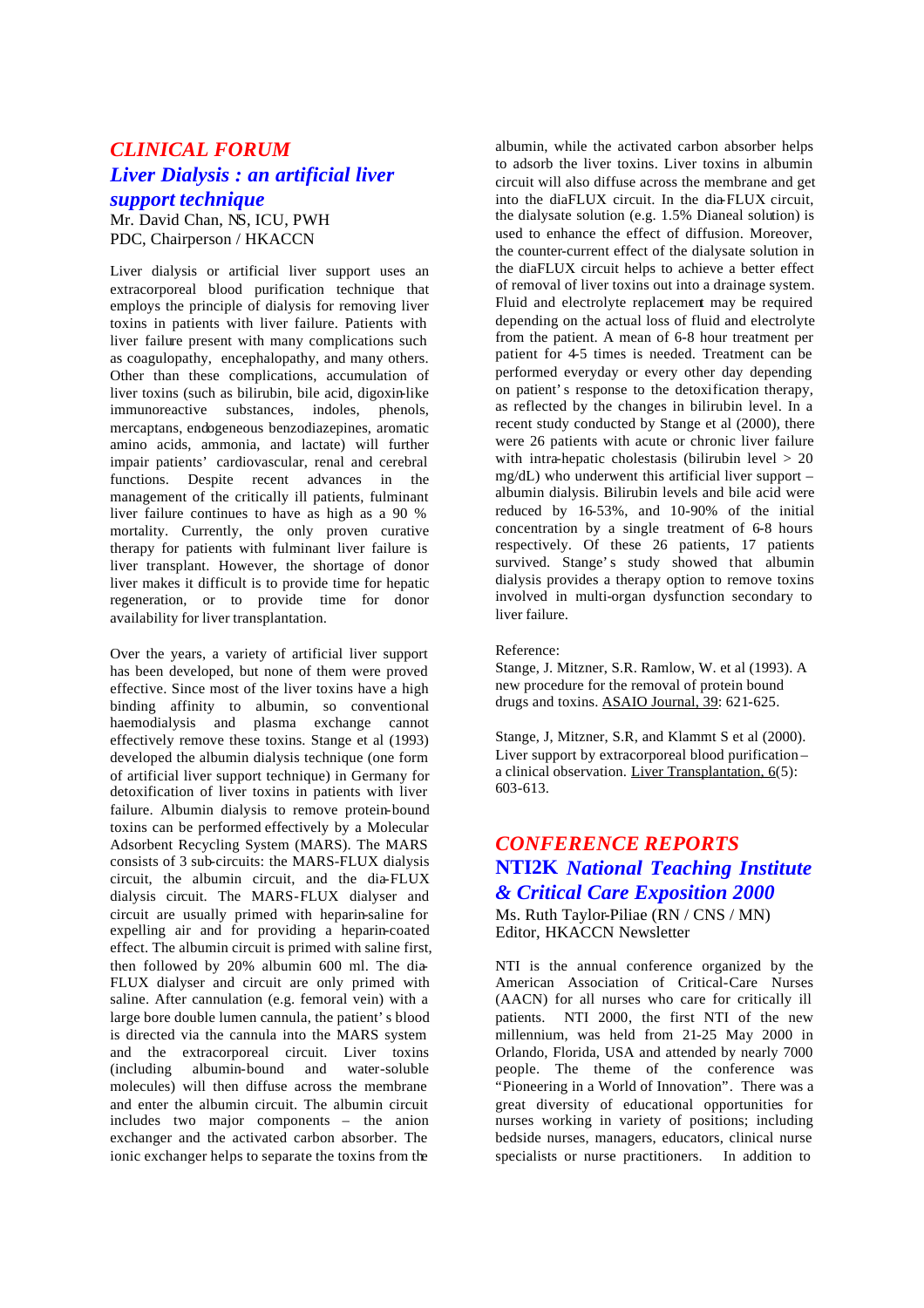## *CLINICAL FORUM*

## *Liver Dialysis : an artificial liver support technique*

Mr. David Chan, NS, ICU, PWH
PDC, Chairperson / HKACCN

Liver dialysis or artificial liver support uses an extracorporeal blood purification technique that employs the principle of dialysis for removing liver toxins in patients with liver failure. Patients with liver failure present with many complications such as coagulopathy, encephalopathy, and many others. Other than these complications, accumulation of liver toxins (such as bilirubin, bile acid, digoxin-like immunoreactive substances, indoles, phenols, mercaptans, endogeneous benzodiazepines, aromatic amino acids, ammonia, and lactate) will further impair patients' cardiovascular, renal and cerebral functions. Despite recent advances in the management of the critically ill patients, fulminant liver failure continues to have as high as a 90 % mortality. Currently, the only proven curative therapy for patients with fulminant liver failure is liver transplant. However, the shortage of donor liver makes it difficult is to provide time for hepatic regeneration, or to provide time for donor availability for liver transplantation.

Over the years, a variety of artificial liver support has been developed, but none of them were proved effective. Since most of the liver toxins have a high binding affinity to albumin, so conventional haemodialysis and plasma exchange cannot effectively remove these toxins. Stange et al (1993) developed the albumin dialysis technique (one form of artificial liver support technique) in Germany for detoxification of liver toxins in patients with liver failure. Albumin dialysis to remove protein-bound toxins can be performed effectively by a Molecular Adsorbent Recycling System (MARS). The MARS consists of 3 sub-circuits: the MARS-FLUX dialysis circuit, the albumin circuit, and the dia-FLUX dialysis circuit. The MARS-FLUX dialyser and circuit are usually primed with heparin-saline for expelling air and for providing a heparin-coated effect. The albumin circuit is primed with saline first, then followed by 20% albumin 600 ml. The dia-FLUX dialyser and circuit are only primed with saline. After cannulation (e.g. femoral vein) with a large bore double lumen cannula, the patient's blood is directed via the cannula into the MARS system and the extracorporeal circuit. Liver toxins (including albumin-bound and water-soluble molecules) will then diffuse across the membrane and enter the albumin circuit. The albumin circuit includes two major components – the anion exchanger and the activated carbon absorber. The ionic exchanger helps to separate the toxins from the albumin, while the activated carbon absorber helps to adsorb the liver toxins. Liver toxins in albumin circuit will also diffuse across the membrane and get into the diaFLUX circuit. In the dia-FLUX circuit, the dialysate solution (e.g. 1.5% Dianeal solution) is used to enhance the effect of diffusion. Moreover, the counter-current effect of the dialysate solution in the diaFLUX circuit helps to achieve a better effect of removal of liver toxins out into a drainage system. Fluid and electrolyte replacement may be required depending on the actual loss of fluid and electrolyte from the patient. A mean of 6-8 hour treatment per patient for 4-5 times is needed. Treatment can be performed everyday or every other day depending on patient's response to the detoxification therapy, as reflected by the changes in bilirubin level. In a recent study conducted by Stange et al (2000), there were 26 patients with acute or chronic liver failure with intra-hepatic cholestasis (bilirubin level > 20 mg/dL) who underwent this artificial liver support – albumin dialysis. Bilirubin levels and bile acid were reduced by 16-53%, and 10-90% of the initial concentration by a single treatment of 6-8 hours respectively. Of these 26 patients, 17 patients survived. Stange's study showed that albumin dialysis provides a therapy option to remove toxins involved in multi-organ dysfunction secondary to liver failure.

Reference:

Stange, J. Mitzner, S.R. Ramlow, W. et al (1993). A new procedure for the removal of protein bound drugs and toxins. ASAIO Journal, 39: 621-625.

Stange, J, Mitzner, S.R, and Klammt S et al (2000). Liver support by extracorporeal blood purification – a clinical observation. Liver Transplantation, 6(5): 603-613.

## *CONFERENCE REPORTS*

## **NTI2K** *National Teaching Institute & Critical Care Exposition 2000*

Ms. Ruth Taylor-Piliae (RN / CNS / MN)
Editor, HKACCN Newsletter

NTI is the annual conference organized by the American Association of Critical-Care Nurses (AACN) for all nurses who care for critically ill patients. NTI 2000, the first NTI of the new millennium, was held from 21-25 May 2000 in Orlando, Florida, USA and attended by nearly 7000 people. The theme of the conference was "Pioneering in a World of Innovation". There was a great diversity of educational opportunities for nurses working in variety of positions; including bedside nurses, managers, educators, clinical nurse specialists or nurse practitioners. In addition to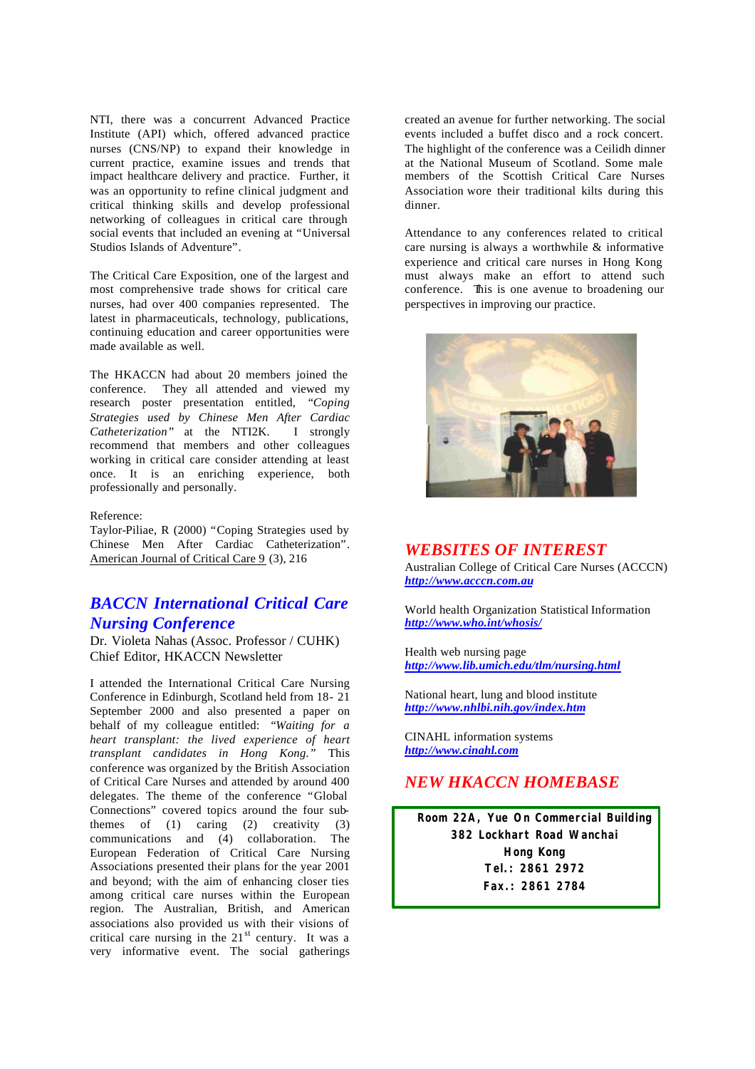NTI, there was a concurrent Advanced Practice Institute (API) which, offered advanced practice nurses (CNS/NP) to expand their knowledge in current practice, examine issues and trends that impact healthcare delivery and practice. Further, it was an opportunity to refine clinical judgment and critical thinking skills and develop professional networking of colleagues in critical care through social events that included an evening at "Universal Studios Islands of Adventure".

The Critical Care Exposition, one of the largest and most comprehensive trade shows for critical care nurses, had over 400 companies represented. The latest in pharmaceuticals, technology, publications, continuing education and career opportunities were made available as well.

The HKACCN had about 20 members joined the conference. They all attended and viewed my research poster presentation entitled, *"Coping Strategies used by Chinese Men After Cardiac Catheterization"* at the NTI2K. I strongly recommend that members and other colleagues working in critical care consider attending at least once. It is an enriching experience, both professionally and personally.

Reference:
Taylor-Piliae, R (2000) "Coping Strategies used by Chinese Men After Cardiac Catheterization". American Journal of Critical Care 9 (3), 216

## *BACCN International Critical Care Nursing Conference*

Dr. Violeta Nahas (Assoc. Professor / CUHK)
Chief Editor, HKACCN Newsletter

I attended the International Critical Care Nursing Conference in Edinburgh, Scotland held from 18- 21 September 2000 and also presented a paper on behalf of my colleague entitled: *"Waiting for a heart transplant: the lived experience of heart transplant candidates in Hong Kong."* This conference was organized by the British Association of Critical Care Nurses and attended by around 400 delegates. The theme of the conference "Global Connections" covered topics around the four sub-themes of (1) caring (2) creativity (3) communications and (4) collaboration. The European Federation of Critical Care Nursing Associations presented their plans for the year 2001 and beyond; with the aim of enhancing closer ties among critical care nurses within the European region. The Australian, British, and American associations also provided us with their visions of critical care nursing in the 21st century. It was a very informative event. The social gatherings created an avenue for further networking. The social events included a buffet disco and a rock concert. The highlight of the conference was a Ceilidh dinner at the National Museum of Scotland. Some male members of the Scottish Critical Care Nurses Association wore their traditional kilts during this dinner.

Attendance to any conferences related to critical care nursing is always a worthwhile & informative experience and critical care nurses in Hong Kong must always make an effort to attend such conference. This is one avenue to broadening our perspectives in improving our practice.

## *WEBSITES OF INTEREST*

Australian College of Critical Care Nurses (ACCCN)
***http://www.acccn.com.au***

World health Organization Statistical Information
***http://www.who.int/whosis/***

Health web nursing page
***http://www.lib.umich.edu/tlm/nursing.html***

National heart, lung and blood institute
***http://www.nhlbi.nih.gov/index.htm***

CINAHL information systems
***http://www.cinahl.com***

## *NEW HKACCN HOMEBASE*

**Room 22A, Yue On Commercial Building**
**382 Lockhart Road Wanchai**
**Hong Kong**
**Tel.: 2861 2972**
**Fax.: 2861 2784**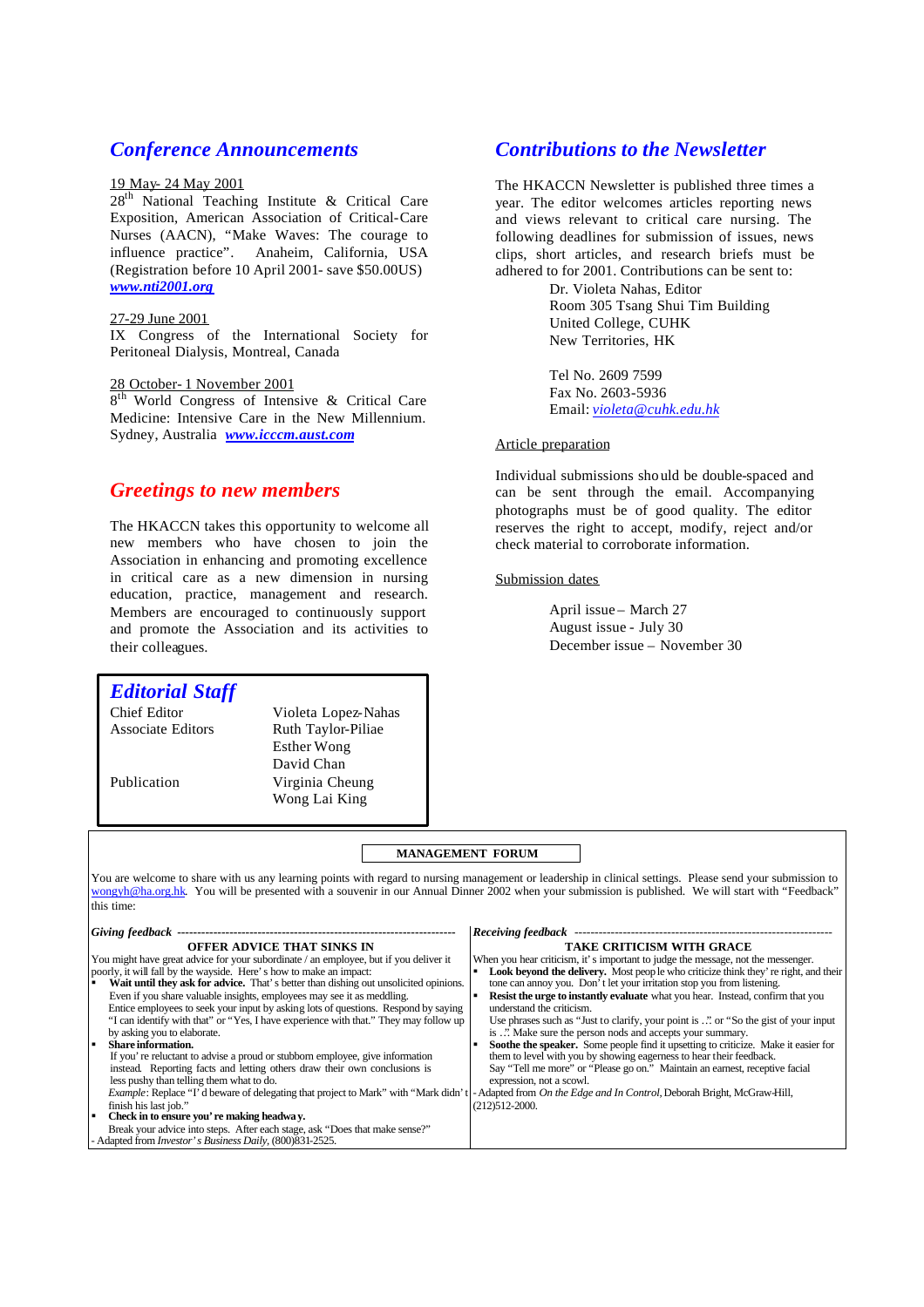## *Conference Announcements*

19 May- 24 May 2001
28[th] National Teaching Institute & Critical Care Exposition, American Association of Critical-Care Nurses (AACN), "Make Waves: The courage to influence practice". Anaheim, California, USA (Registration before 10 April 2001- save $50.00US)
***www.nti2001.org***

27-29 June 2001
IX Congress of the International Society for Peritoneal Dialysis, Montreal, Canada

28 October- 1 November 2001
8[th] World Congress of Intensive & Critical Care Medicine: Intensive Care in the New Millennium. Sydney, Australia ***www.icccm.aust.com***

## *Greetings to new members*

The HKACCN takes this opportunity to welcome all new members who have chosen to join the Association in enhancing and promoting excellence in critical care as a new dimension in nursing education, practice, management and research. Members are encouraged to continuously support and promote the Association and its activities to their colleagues.

## *Editorial Staff*

| | |
|---|---|
| Chief Editor | Violeta Lopez-Nahas |
| Associate Editors | Ruth Taylor-Piliae |
| | Esther Wong |
| | David Chan |
| Publication | Virginia Cheung |
| | Wong Lai King |

## *Contributions to the Newsletter*

The HKACCN Newsletter is published three times a year. The editor welcomes articles reporting news and views relevant to critical care nursing. The following deadlines for submission of issues, news clips, short articles, and research briefs must be adhered to for 2001. Contributions can be sent to:

Dr. Violeta Nahas, Editor
Room 305 Tsang Shui Tim Building
United College, CUHK
New Territories, HK

Tel No. 2609 7599
Fax No. 2603-5936
Email: *violeta@cuhk.edu.hk*

Article preparation

Individual submissions should be double-spaced and can be sent through the email. Accompanying photographs must be of good quality. The editor reserves the right to accept, modify, reject and/or check material to corroborate information.

Submission dates

April issue – March 27
August issue - July 30
December issue – November 30

## MANAGEMENT FORUM

You are welcome to share with us any learning points with regard to nursing management or leadership in clinical settings. Please send your submission to wongyh@ha.org.hk. You will be presented with a souvenir in our Annual Dinner 2002 when your submission is published. We will start with "Feedback" this time:

***Giving feedback***

**OFFER ADVICE THAT SINKS IN**

You might have great advice for your subordinate / an employee, but if you deliver it poorly, it will fall by the wayside. Here's how to make an impact:

- **Wait until they ask for advice.** That's better than dishing out unsolicited opinions. Even if you share valuable insights, employees may see it as meddling. Entice employees to seek your input by asking lots of questions. Respond by saying "I can identify with that" or "Yes, I have experience with that." They may follow up by asking you to elaborate.
- **Share information.** If you're reluctant to advise a proud or stubborn employee, give information instead. Reporting facts and letting others draw their own conclusions is less pushy than telling them what to do. *Example:* Replace "I'd beware of delegating that project to Mark" with "Mark didn't finish his last job."
- **Check in to ensure you're making headway.** Break your advice into steps. After each stage, ask "Does that make sense?"

- Adapted from *Investor's Business Daily*, (800)831-2525.

***Receiving feedback***

**TAKE CRITICISM WITH GRACE**

When you hear criticism, it's important to judge the message, not the messenger.

- **Look beyond the delivery.** Most people who criticize think they're right, and their tone can annoy you. Don't let your irritation stop you from listening.
- **Resist the urge to instantly evaluate** what you hear. Instead, confirm that you understand the criticism. Use phrases such as "Just to clarify, your point is ..." or "So the gist of your input is ..." Make sure the person nods and accepts your summary.
- **Soothe the speaker.** Some people find it upsetting to criticize. Make it easier for them to level with you by showing eagerness to hear their feedback. Say "Tell me more" or "Please go on." Maintain an earnest, receptive facial expression, not a scowl.

- Adapted from *On the Edge and In Control*, Deborah Bright, McGraw-Hill, (212)512-2000.